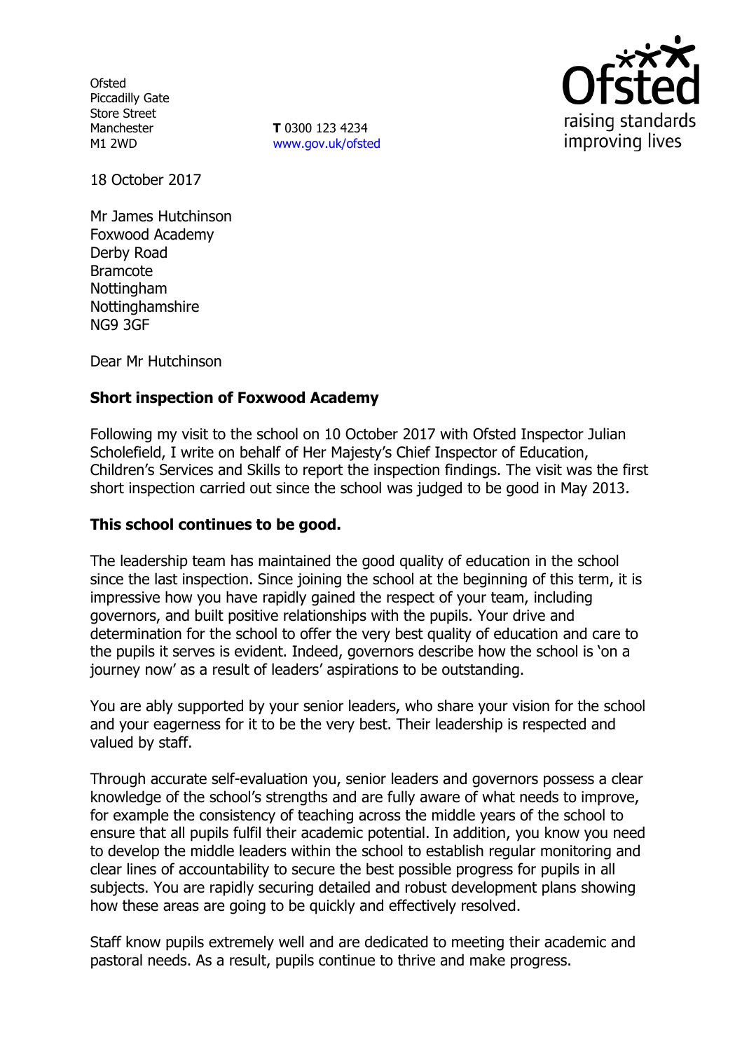Ofsted
Piccadilly Gate
Store Street
Manchester
M1 2WD

**T** 0300 123 4234
www.gov.uk/ofsted

Ofsted
raising standards
improving lives

18 October 2017

Mr James Hutchinson
Foxwood Academy
Derby Road
Bramcote
Nottingham
Nottinghamshire
NG9 3GF

Dear Mr Hutchinson

**Short inspection of Foxwood Academy**

Following my visit to the school on 10 October 2017 with Ofsted Inspector Julian Scholefield, I write on behalf of Her Majesty's Chief Inspector of Education, Children's Services and Skills to report the inspection findings. The visit was the first short inspection carried out since the school was judged to be good in May 2013.

**This school continues to be good.**

The leadership team has maintained the good quality of education in the school since the last inspection. Since joining the school at the beginning of this term, it is impressive how you have rapidly gained the respect of your team, including governors, and built positive relationships with the pupils. Your drive and determination for the school to offer the very best quality of education and care to the pupils it serves is evident. Indeed, governors describe how the school is 'on a journey now' as a result of leaders' aspirations to be outstanding.

You are ably supported by your senior leaders, who share your vision for the school and your eagerness for it to be the very best. Their leadership is respected and valued by staff.

Through accurate self-evaluation you, senior leaders and governors possess a clear knowledge of the school's strengths and are fully aware of what needs to improve, for example the consistency of teaching across the middle years of the school to ensure that all pupils fulfil their academic potential. In addition, you know you need to develop the middle leaders within the school to establish regular monitoring and clear lines of accountability to secure the best possible progress for pupils in all subjects. You are rapidly securing detailed and robust development plans showing how these areas are going to be quickly and effectively resolved.

Staff know pupils extremely well and are dedicated to meeting their academic and pastoral needs. As a result, pupils continue to thrive and make progress.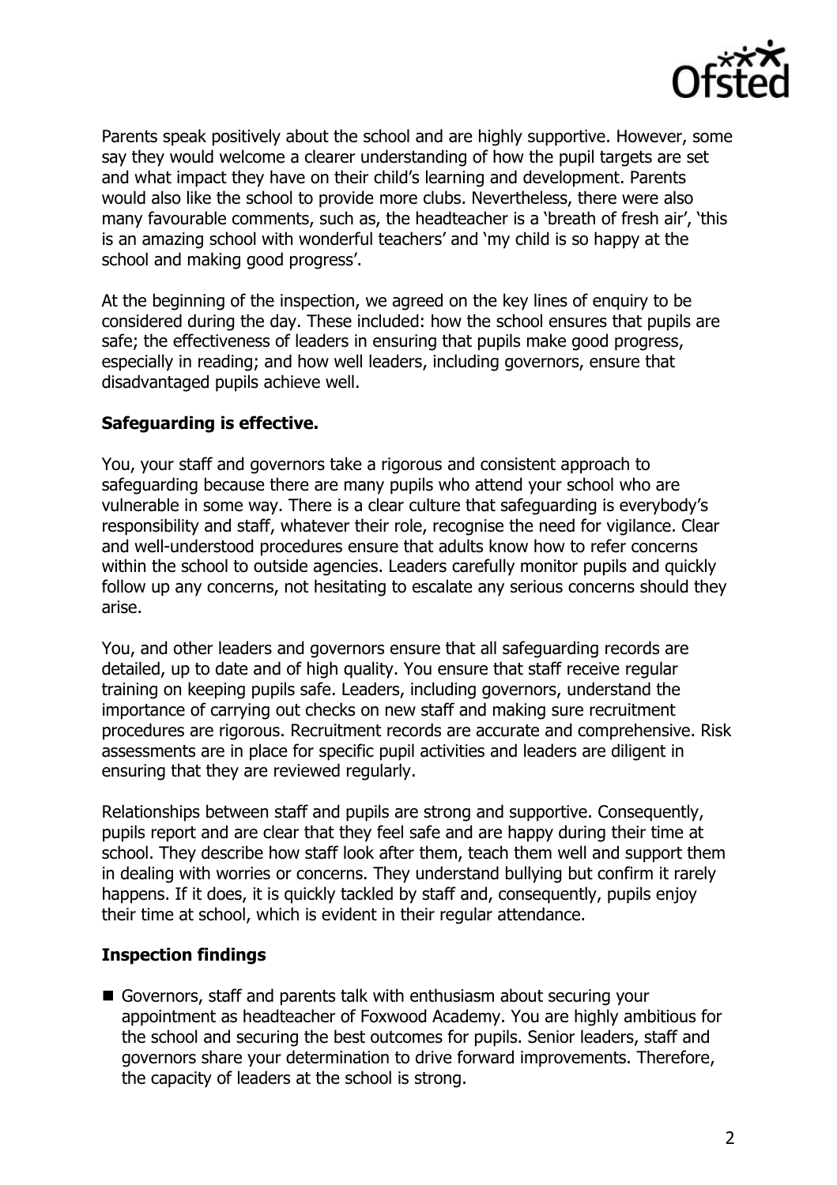Parents speak positively about the school and are highly supportive. However, some say they would welcome a clearer understanding of how the pupil targets are set and what impact they have on their child's learning and development. Parents would also like the school to provide more clubs. Nevertheless, there were also many favourable comments, such as, the headteacher is a 'breath of fresh air', 'this is an amazing school with wonderful teachers' and 'my child is so happy at the school and making good progress'.

At the beginning of the inspection, we agreed on the key lines of enquiry to be considered during the day. These included: how the school ensures that pupils are safe; the effectiveness of leaders in ensuring that pupils make good progress, especially in reading; and how well leaders, including governors, ensure that disadvantaged pupils achieve well.

**Safeguarding is effective.**

You, your staff and governors take a rigorous and consistent approach to safeguarding because there are many pupils who attend your school who are vulnerable in some way. There is a clear culture that safeguarding is everybody's responsibility and staff, whatever their role, recognise the need for vigilance. Clear and well-understood procedures ensure that adults know how to refer concerns within the school to outside agencies. Leaders carefully monitor pupils and quickly follow up any concerns, not hesitating to escalate any serious concerns should they arise.

You, and other leaders and governors ensure that all safeguarding records are detailed, up to date and of high quality. You ensure that staff receive regular training on keeping pupils safe. Leaders, including governors, understand the importance of carrying out checks on new staff and making sure recruitment procedures are rigorous. Recruitment records are accurate and comprehensive. Risk assessments are in place for specific pupil activities and leaders are diligent in ensuring that they are reviewed regularly.

Relationships between staff and pupils are strong and supportive. Consequently, pupils report and are clear that they feel safe and are happy during their time at school. They describe how staff look after them, teach them well and support them in dealing with worries or concerns. They understand bullying but confirm it rarely happens. If it does, it is quickly tackled by staff and, consequently, pupils enjoy their time at school, which is evident in their regular attendance.

**Inspection findings**

- Governors, staff and parents talk with enthusiasm about securing your appointment as headteacher of Foxwood Academy. You are highly ambitious for the school and securing the best outcomes for pupils. Senior leaders, staff and governors share your determination to drive forward improvements. Therefore, the capacity of leaders at the school is strong.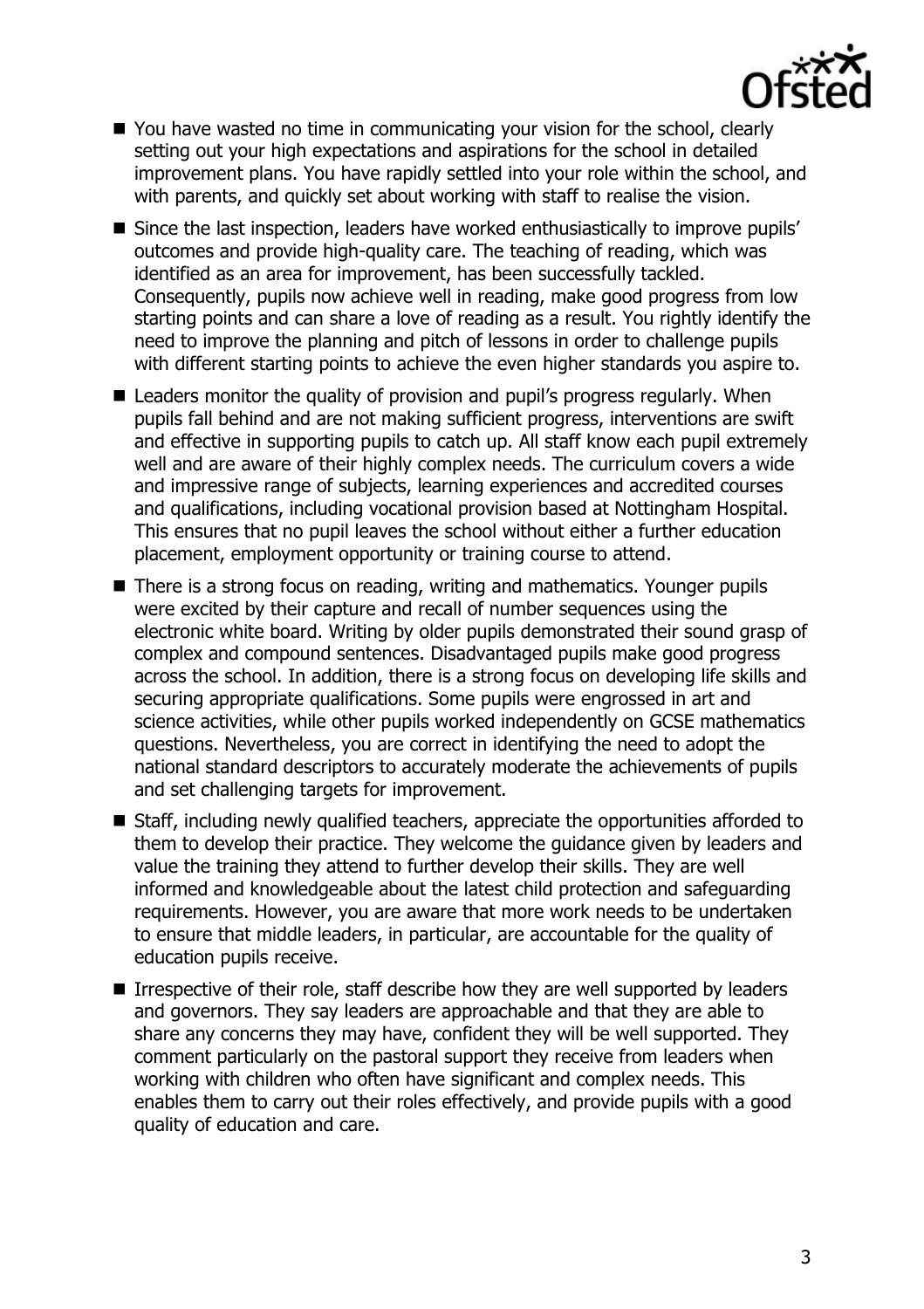- You have wasted no time in communicating your vision for the school, clearly setting out your high expectations and aspirations for the school in detailed improvement plans. You have rapidly settled into your role within the school, and with parents, and quickly set about working with staff to realise the vision.
- Since the last inspection, leaders have worked enthusiastically to improve pupils' outcomes and provide high-quality care. The teaching of reading, which was identified as an area for improvement, has been successfully tackled. Consequently, pupils now achieve well in reading, make good progress from low starting points and can share a love of reading as a result. You rightly identify the need to improve the planning and pitch of lessons in order to challenge pupils with different starting points to achieve the even higher standards you aspire to.
- Leaders monitor the quality of provision and pupil's progress regularly. When pupils fall behind and are not making sufficient progress, interventions are swift and effective in supporting pupils to catch up. All staff know each pupil extremely well and are aware of their highly complex needs. The curriculum covers a wide and impressive range of subjects, learning experiences and accredited courses and qualifications, including vocational provision based at Nottingham Hospital. This ensures that no pupil leaves the school without either a further education placement, employment opportunity or training course to attend.
- There is a strong focus on reading, writing and mathematics. Younger pupils were excited by their capture and recall of number sequences using the electronic white board. Writing by older pupils demonstrated their sound grasp of complex and compound sentences. Disadvantaged pupils make good progress across the school. In addition, there is a strong focus on developing life skills and securing appropriate qualifications. Some pupils were engrossed in art and science activities, while other pupils worked independently on GCSE mathematics questions. Nevertheless, you are correct in identifying the need to adopt the national standard descriptors to accurately moderate the achievements of pupils and set challenging targets for improvement.
- Staff, including newly qualified teachers, appreciate the opportunities afforded to them to develop their practice. They welcome the guidance given by leaders and value the training they attend to further develop their skills. They are well informed and knowledgeable about the latest child protection and safeguarding requirements. However, you are aware that more work needs to be undertaken to ensure that middle leaders, in particular, are accountable for the quality of education pupils receive.
- Irrespective of their role, staff describe how they are well supported by leaders and governors. They say leaders are approachable and that they are able to share any concerns they may have, confident they will be well supported. They comment particularly on the pastoral support they receive from leaders when working with children who often have significant and complex needs. This enables them to carry out their roles effectively, and provide pupils with a good quality of education and care.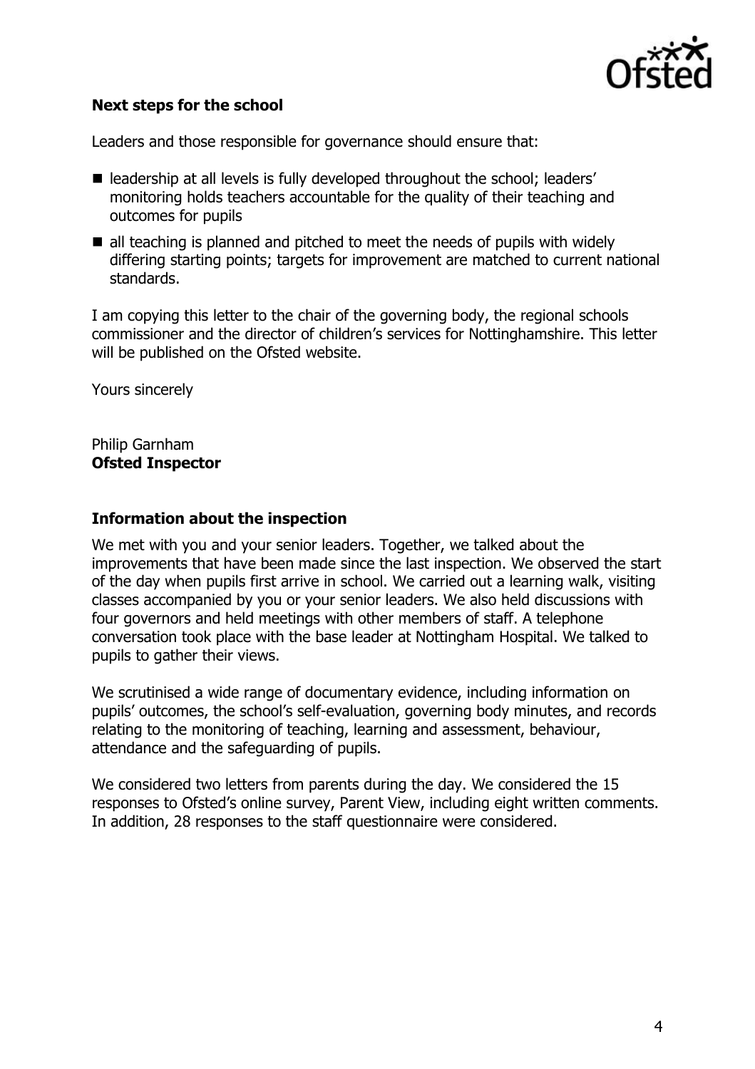### Next steps for the school

Leaders and those responsible for governance should ensure that:

- leadership at all levels is fully developed throughout the school; leaders' monitoring holds teachers accountable for the quality of their teaching and outcomes for pupils
- all teaching is planned and pitched to meet the needs of pupils with widely differing starting points; targets for improvement are matched to current national standards.

I am copying this letter to the chair of the governing body, the regional schools commissioner and the director of children's services for Nottinghamshire. This letter will be published on the Ofsted website.

Yours sincerely

Philip Garnham
**Ofsted Inspector**

### Information about the inspection

We met with you and your senior leaders. Together, we talked about the improvements that have been made since the last inspection. We observed the start of the day when pupils first arrive in school. We carried out a learning walk, visiting classes accompanied by you or your senior leaders. We also held discussions with four governors and held meetings with other members of staff. A telephone conversation took place with the base leader at Nottingham Hospital. We talked to pupils to gather their views.

We scrutinised a wide range of documentary evidence, including information on pupils' outcomes, the school's self-evaluation, governing body minutes, and records relating to the monitoring of teaching, learning and assessment, behaviour, attendance and the safeguarding of pupils.

We considered two letters from parents during the day. We considered the 15 responses to Ofsted's online survey, Parent View, including eight written comments. In addition, 28 responses to the staff questionnaire were considered.